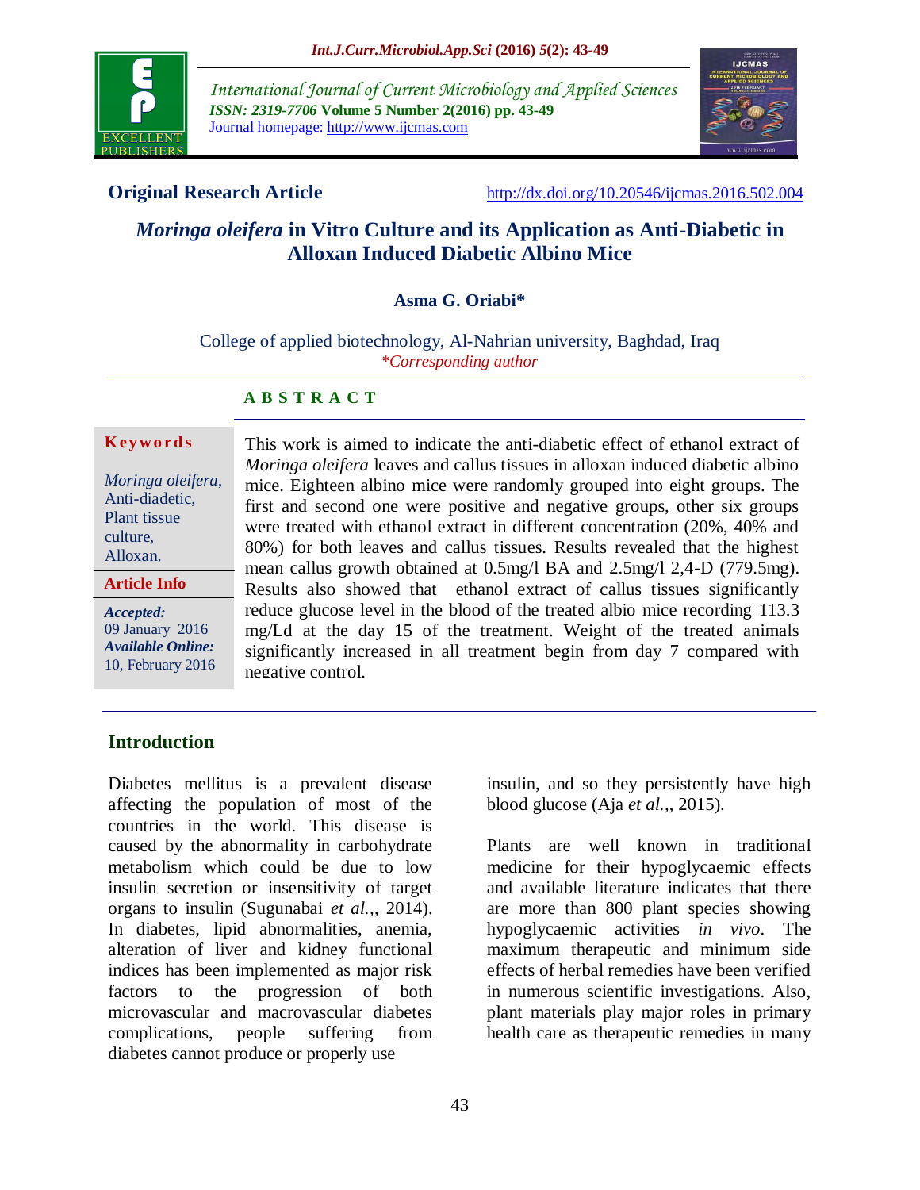**Original Research Article**

http://dx.doi.org/10.20546/ijcmas.2016.502.004

# *Moringa oleifera* in Vitro Culture and its Application as Anti-Diabetic in Alloxan Induced Diabetic Albino Mice

**Asma G. Oriabi\***

College of applied biotechnology, Al-Nahrian university, Baghdad, Iraq

*\*Corresponding author*

## ABSTRACT

**Keywords**

*Moringa oleifera*, Anti-diadetic, Plant tissue culture, Alloxan.

**Article Info**

***Accepted:*** 09 January 2016

***Available Online:*** 10, February 2016

This work is aimed to indicate the anti-diabetic effect of ethanol extract of *Moringa oleifera* leaves and callus tissues in alloxan induced diabetic albino mice. Eighteen albino mice were randomly grouped into eight groups. The first and second one were positive and negative groups, other six groups were treated with ethanol extract in different concentration (20%, 40% and 80%) for both leaves and callus tissues. Results revealed that the highest mean callus growth obtained at 0.5mg/l BA and 2.5mg/l 2,4-D (779.5mg). Results also showed that ethanol extract of callus tissues significantly reduce glucose level in the blood of the treated albio mice recording 113.3 mg/Ld at the day 15 of the treatment. Weight of the treated animals significantly increased in all treatment begin from day 7 compared with negative control.

## Introduction

Diabetes mellitus is a prevalent disease affecting the population of most of the countries in the world. This disease is caused by the abnormality in carbohydrate metabolism which could be due to low insulin secretion or insensitivity of target organs to insulin (Sugunabai *et al.*,, 2014). In diabetes, lipid abnormalities, anemia, alteration of liver and kidney functional indices has been implemented as major risk factors to the progression of both microvascular and macrovascular diabetes complications, people suffering from diabetes cannot produce or properly use insulin, and so they persistently have high blood glucose (Aja *et al.*,, 2015).

Plants are well known in traditional medicine for their hypoglycaemic effects and available literature indicates that there are more than 800 plant species showing hypoglycaemic activities *in vivo*. The maximum therapeutic and minimum side effects of herbal remedies have been verified in numerous scientific investigations. Also, plant materials play major roles in primary health care as therapeutic remedies in many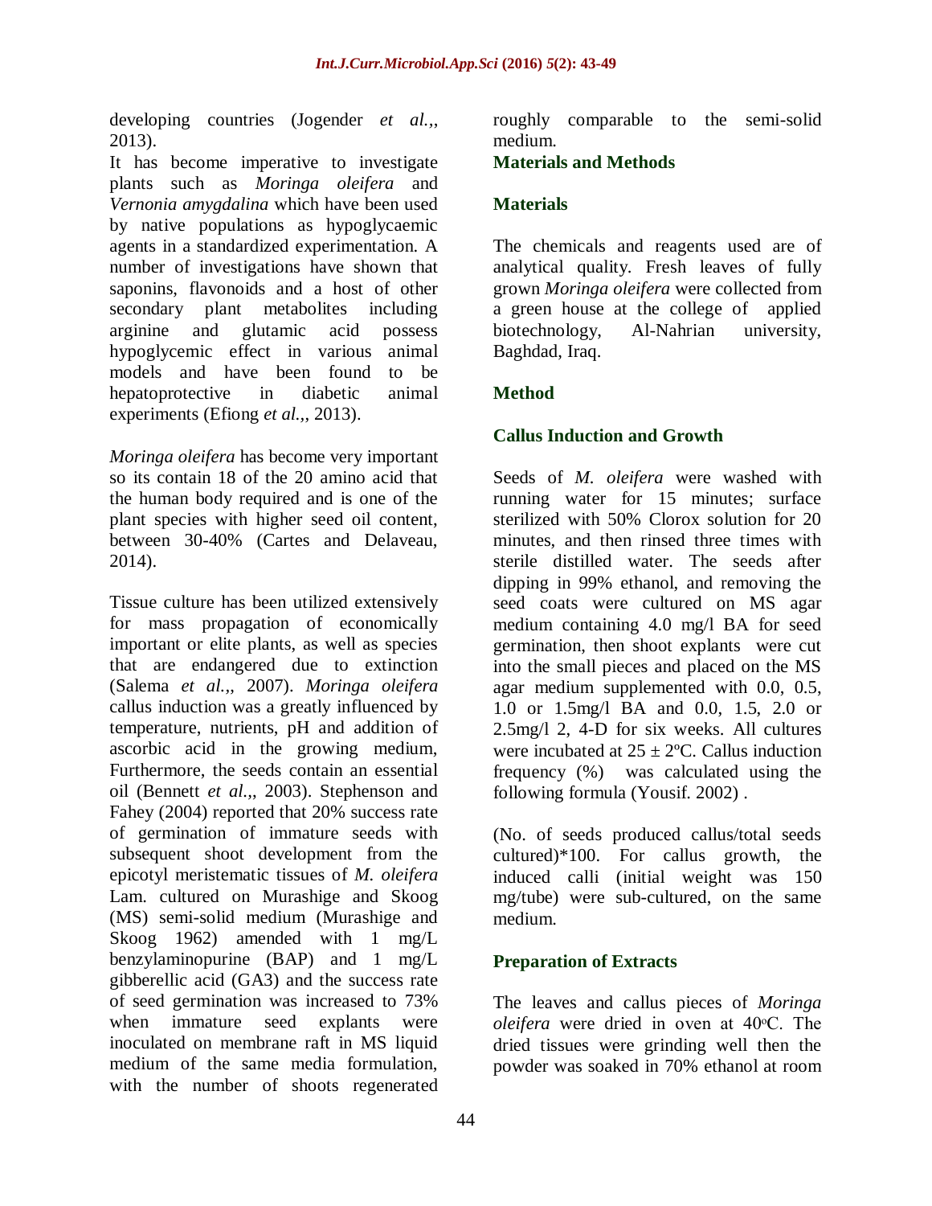developing countries (Jogender *et al.*,, 2013).

It has become imperative to investigate plants such as *Moringa oleifera* and *Vernonia amygdalina* which have been used by native populations as hypoglycaemic agents in a standardized experimentation. A number of investigations have shown that saponins, flavonoids and a host of other secondary plant metabolites including arginine and glutamic acid possess hypoglycemic effect in various animal models and have been found to be hepatoprotective in diabetic animal experiments (Efiong *et al.*,, 2013).

*Moringa oleifera* has become very important so its contain 18 of the 20 amino acid that the human body required and is one of the plant species with higher seed oil content, between 30-40% (Cartes and Delaveau, 2014).

Tissue culture has been utilized extensively for mass propagation of economically important or elite plants, as well as species that are endangered due to extinction (Salema *et al.*,, 2007). *Moringa oleifera* callus induction was a greatly influenced by temperature, nutrients, pH and addition of ascorbic acid in the growing medium, Furthermore, the seeds contain an essential oil (Bennett *et al.*,, 2003). Stephenson and Fahey (2004) reported that 20% success rate of germination of immature seeds with subsequent shoot development from the epicotyl meristematic tissues of *M. oleifera* Lam. cultured on Murashige and Skoog (MS) semi-solid medium (Murashige and Skoog 1962) amended with 1 mg/L benzylaminopurine (BAP) and 1 mg/L gibberellic acid (GA3) and the success rate of seed germination was increased to 73% when immature seed explants were inoculated on membrane raft in MS liquid medium of the same media formulation, with the number of shoots regenerated roughly comparable to the semi-solid medium.

## Materials and Methods

### Materials

The chemicals and reagents used are of analytical quality. Fresh leaves of fully grown *Moringa oleifera* were collected from a green house at the college of applied biotechnology, Al-Nahrian university, Baghdad, Iraq.

### Method

### Callus Induction and Growth

Seeds of *M. oleifera* were washed with running water for 15 minutes; surface sterilized with 50% Clorox solution for 20 minutes, and then rinsed three times with sterile distilled water. The seeds after dipping in 99% ethanol, and removing the seed coats were cultured on MS agar medium containing 4.0 mg/l BA for seed germination, then shoot explants were cut into the small pieces and placed on the MS agar medium supplemented with 0.0, 0.5, 1.0 or 1.5mg/l BA and 0.0, 1.5, 2.0 or 2.5mg/l 2, 4-D for six weeks. All cultures were incubated at $25 \pm 2$ºC. Callus induction frequency (%) was calculated using the following formula (Yousif. 2002) .

(No. of seeds produced callus/total seeds cultured)*100. For callus growth, the induced calli (initial weight was 150 mg/tube) were sub-cultured, on the same medium.

### Preparation of Extracts

The leaves and callus pieces of *Moringa oleifera* were dried in oven at 40ºC. The dried tissues were grinding well then the powder was soaked in 70% ethanol at room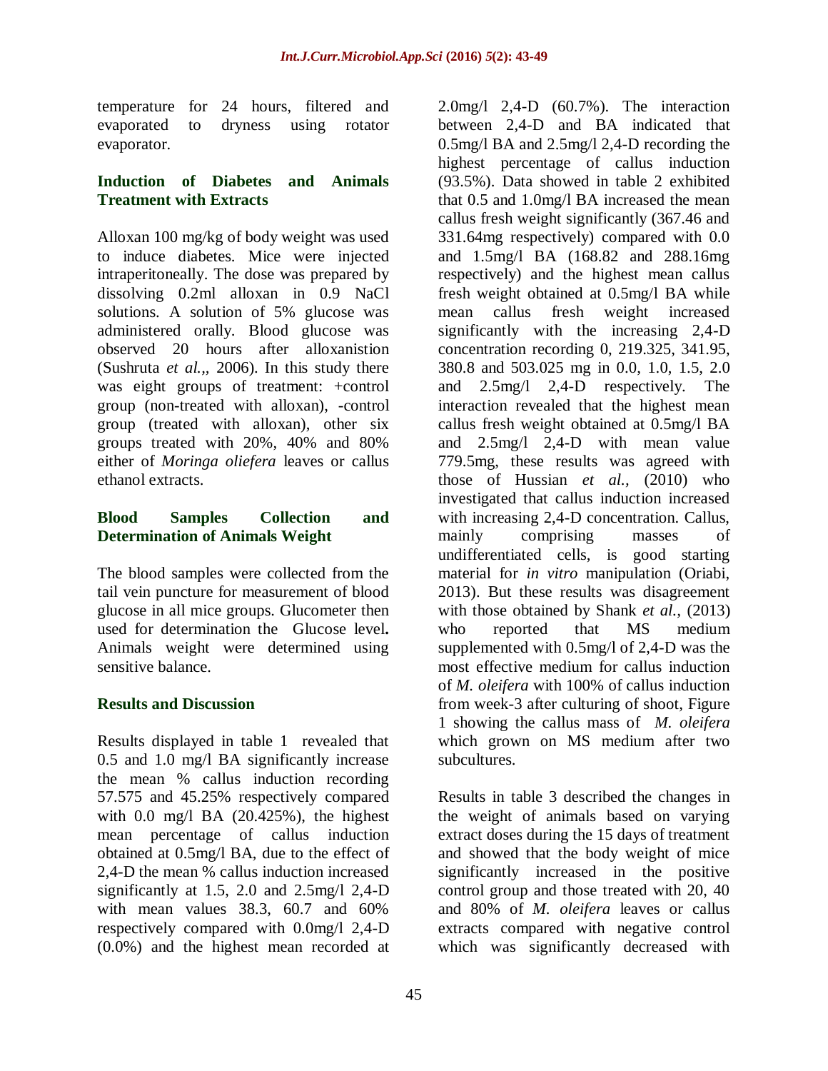temperature for 24 hours, filtered and evaporated to dryness using rotator evaporator.

### Induction of Diabetes and Animals Treatment with Extracts

Alloxan 100 mg/kg of body weight was used to induce diabetes. Mice were injected intraperitoneally. The dose was prepared by dissolving 0.2ml alloxan in 0.9 NaCl solutions. A solution of 5% glucose was administered orally. Blood glucose was observed 20 hours after alloxanistion (Sushruta *et al.,*, 2006). In this study there was eight groups of treatment: +control group (non-treated with alloxan), -control group (treated with alloxan), other six groups treated with 20%, 40% and 80% either of *Moringa oliefera* leaves or callus ethanol extracts.

### Blood Samples Collection and Determination of Animals Weight

The blood samples were collected from the tail vein puncture for measurement of blood glucose in all mice groups. Glucometer then used for determination the Glucose level**.** Animals weight were determined using sensitive balance.

## Results and Discussion

Results displayed in table 1 revealed that 0.5 and 1.0 mg/l BA significantly increase the mean % callus induction recording 57.575 and 45.25% respectively compared with 0.0 mg/l BA (20.425%), the highest mean percentage of callus induction obtained at 0.5mg/l BA, due to the effect of 2,4-D the mean % callus induction increased significantly at 1.5, 2.0 and 2.5mg/l 2,4-D with mean values 38.3, 60.7 and 60% respectively compared with 0.0mg/l 2,4-D (0.0%) and the highest mean recorded at 2.0mg/l 2,4-D (60.7%). The interaction between 2,4-D and BA indicated that 0.5mg/l BA and 2.5mg/l 2,4-D recording the highest percentage of callus induction (93.5%). Data showed in table 2 exhibited that 0.5 and 1.0mg/l BA increased the mean callus fresh weight significantly (367.46 and 331.64mg respectively) compared with 0.0 and 1.5mg/l BA (168.82 and 288.16mg respectively) and the highest mean callus fresh weight obtained at 0.5mg/l BA while mean callus fresh weight increased significantly with the increasing 2,4-D concentration recording 0, 219.325, 341.95, 380.8 and 503.025 mg in 0.0, 1.0, 1.5, 2.0 and 2.5mg/l 2,4-D respectively. The interaction revealed that the highest mean callus fresh weight obtained at 0.5mg/l BA and 2.5mg/l 2,4-D with mean value 779.5mg, these results was agreed with those of Hussian *et al.,* (2010) who investigated that callus induction increased with increasing 2,4-D concentration. Callus, mainly comprising masses of undifferentiated cells, is good starting material for *in vitro* manipulation (Oriabi, 2013). But these results was disagreement with those obtained by Shank *et al.,* (2013) who reported that MS medium supplemented with 0.5mg/l of 2,4-D was the most effective medium for callus induction of *M. oleifera* with 100% of callus induction from week-3 after culturing of shoot, Figure 1 showing the callus mass of *M. oleifera* which grown on MS medium after two subcultures.

Results in table 3 described the changes in the weight of animals based on varying extract doses during the 15 days of treatment and showed that the body weight of mice significantly increased in the positive control group and those treated with 20, 40 and 80% of *M. oleifera* leaves or callus extracts compared with negative control which was significantly decreased with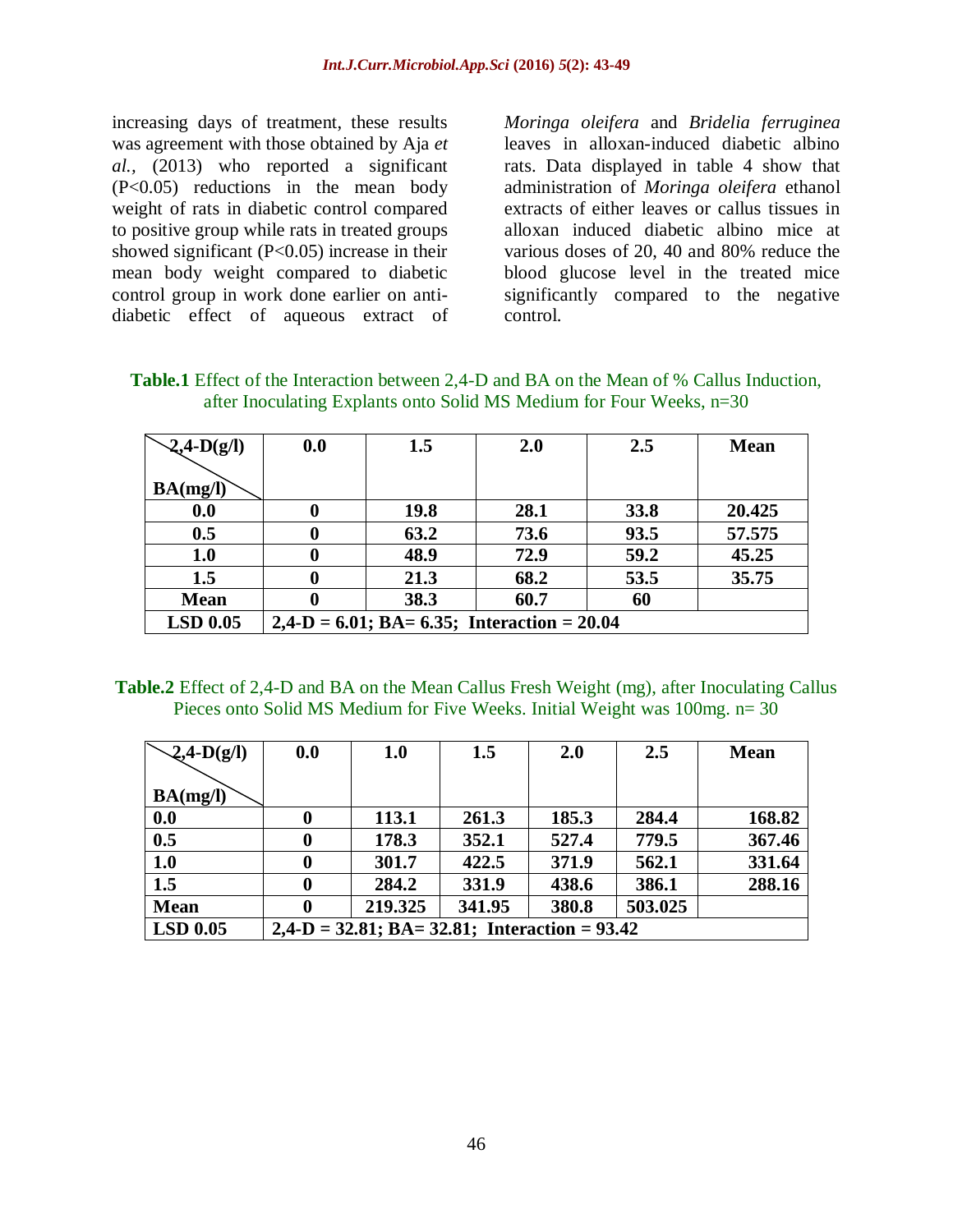increasing days of treatment, these results was agreement with those obtained by Aja *et al.*, (2013) who reported a significant ($P<0.05$) reductions in the mean body weight of rats in diabetic control compared to positive group while rats in treated groups showed significant ($P<0.05$) increase in their mean body weight compared to diabetic control group in work done earlier on anti-diabetic effect of aqueous extract of *Moringa oleifera* and *Bridelia ferruginea* leaves in alloxan-induced diabetic albino rats. Data displayed in table 4 show that administration of *Moringa oleifera* ethanol extracts of either leaves or callus tissues in alloxan induced diabetic albino mice at various doses of 20, 40 and 80% reduce the blood glucose level in the treated mice significantly compared to the negative control.

**Table.1** Effect of the Interaction between 2,4-D and BA on the Mean of % Callus Induction, after Inoculating Explants onto Solid MS Medium for Four Weeks, n=30

| 2,4-D(g/l) / BA(mg/l) | 0.0 | 1.5 | 2.0 | 2.5 | Mean |
|---|---|---|---|---|---|
| **0.0** | **0** | **19.8** | **28.1** | **33.8** | **20.425** |
| **0.5** | **0** | **63.2** | **73.6** | **93.5** | **57.575** |
| **1.0** | **0** | **48.9** | **72.9** | **59.2** | **45.25** |
| **1.5** | **0** | **21.3** | **68.2** | **53.5** | **35.75** |
| **Mean** | **0** | **38.3** | **60.7** | **60** | |
| **LSD 0.05** | **2,4-D = 6.01; BA= 6.35; Interaction = 20.04** | | | | |

**Table.2** Effect of 2,4-D and BA on the Mean Callus Fresh Weight (mg), after Inoculating Callus Pieces onto Solid MS Medium for Five Weeks. Initial Weight was 100mg. n= 30

| 2,4-D(g/l) / BA(mg/l) | 0.0 | 1.0 | 1.5 | 2.0 | 2.5 | Mean |
|---|---|---|---|---|---|---|
| **0.0** | **0** | **113.1** | **261.3** | **185.3** | **284.4** | **168.82** |
| **0.5** | **0** | **178.3** | **352.1** | **527.4** | **779.5** | **367.46** |
| **1.0** | **0** | **301.7** | **422.5** | **371.9** | **562.1** | **331.64** |
| **1.5** | **0** | **284.2** | **331.9** | **438.6** | **386.1** | **288.16** |
| **Mean** | **0** | **219.325** | **341.95** | **380.8** | **503.025** | |
| **LSD 0.05** | **2,4-D = 32.81; BA= 32.81; Interaction = 93.42** | | | | | |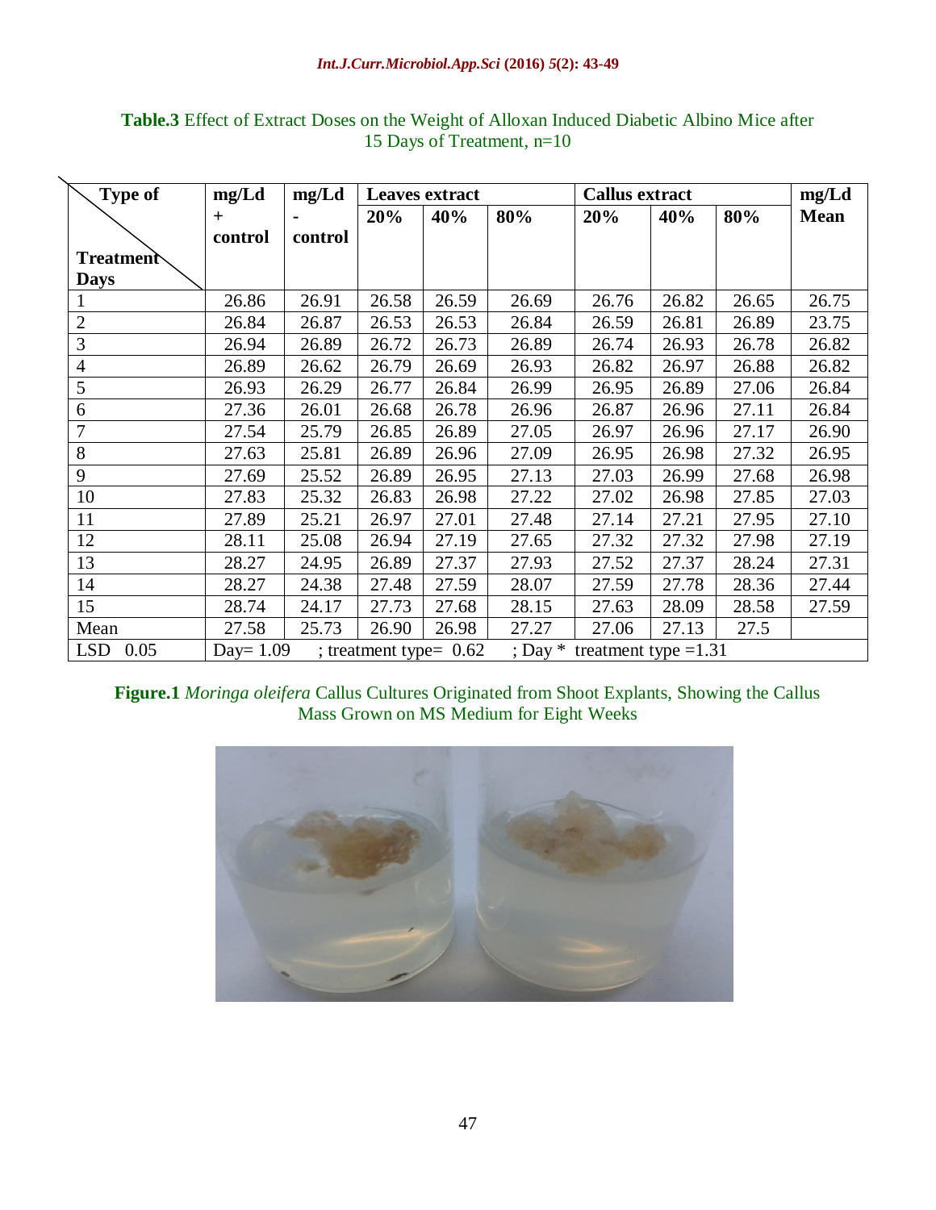**Table.3** Effect of Extract Doses on the Weight of Alloxan Induced Diabetic Albino Mice after 15 Days of Treatment, n=10

| Type of / Treatment Days | mg/Ld + control | mg/Ld - control | Leaves extract | | | Callus extract | | | mg/Ld Mean |
|---|---|---|---|---|---|---|---|---|---|
| | | | 20% | 40% | 80% | 20% | 40% | 80% | |
| 1 | 26.86 | 26.91 | 26.58 | 26.59 | 26.69 | 26.76 | 26.82 | 26.65 | 26.75 |
| 2 | 26.84 | 26.87 | 26.53 | 26.53 | 26.84 | 26.59 | 26.81 | 26.89 | 23.75 |
| 3 | 26.94 | 26.89 | 26.72 | 26.73 | 26.89 | 26.74 | 26.93 | 26.78 | 26.82 |
| 4 | 26.89 | 26.62 | 26.79 | 26.69 | 26.93 | 26.82 | 26.97 | 26.88 | 26.82 |
| 5 | 26.93 | 26.29 | 26.77 | 26.84 | 26.99 | 26.95 | 26.89 | 27.06 | 26.84 |
| 6 | 27.36 | 26.01 | 26.68 | 26.78 | 26.96 | 26.87 | 26.96 | 27.11 | 26.84 |
| 7 | 27.54 | 25.79 | 26.85 | 26.89 | 27.05 | 26.97 | 26.96 | 27.17 | 26.90 |
| 8 | 27.63 | 25.81 | 26.89 | 26.96 | 27.09 | 26.95 | 26.98 | 27.32 | 26.95 |
| 9 | 27.69 | 25.52 | 26.89 | 26.95 | 27.13 | 27.03 | 26.99 | 27.68 | 26.98 |
| 10 | 27.83 | 25.32 | 26.83 | 26.98 | 27.22 | 27.02 | 26.98 | 27.85 | 27.03 |
| 11 | 27.89 | 25.21 | 26.97 | 27.01 | 27.48 | 27.14 | 27.21 | 27.95 | 27.10 |
| 12 | 28.11 | 25.08 | 26.94 | 27.19 | 27.65 | 27.32 | 27.32 | 27.98 | 27.19 |
| 13 | 28.27 | 24.95 | 26.89 | 27.37 | 27.93 | 27.52 | 27.37 | 28.24 | 27.31 |
| 14 | 28.27 | 24.38 | 27.48 | 27.59 | 28.07 | 27.59 | 27.78 | 28.36 | 27.44 |
| 15 | 28.74 | 24.17 | 27.73 | 27.68 | 28.15 | 27.63 | 28.09 | 28.58 | 27.59 |
| Mean | 27.58 | 25.73 | 26.90 | 26.98 | 27.27 | 27.06 | 27.13 | 27.5 | |
| LSD 0.05 | Day= 1.09 ; treatment type= 0.62 ; Day * treatment type =1.31 | | | | | | | | |

**Figure.1** *Moringa oleifera* Callus Cultures Originated from Shoot Explants, Showing the Callus Mass Grown on MS Medium for Eight Weeks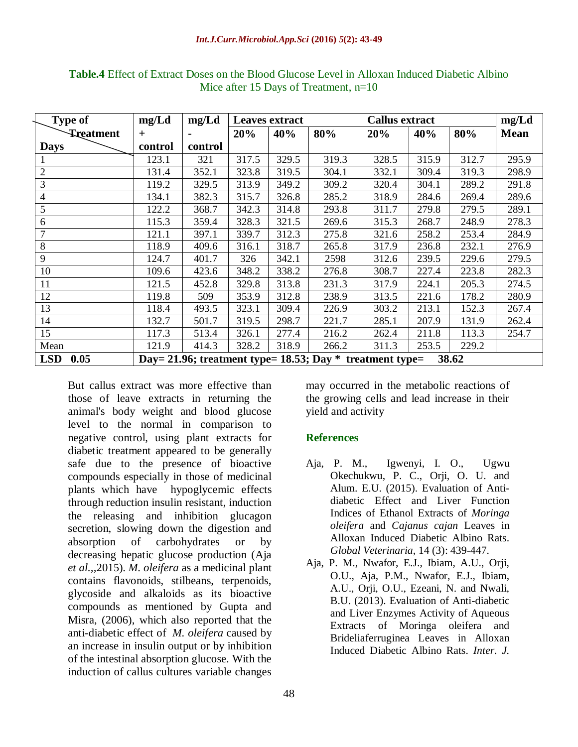**Table.4** Effect of Extract Doses on the Blood Glucose Level in Alloxan Induced Diabetic Albino Mice after 15 Days of Treatment, n=10

| Type of Treatment / Days | mg/Ld + control | mg/Ld - control | Leaves extract | | | Callus extract | | | mg/Ld Mean |
|---|---|---|---|---|---|---|---|---|---|
| | | | 20% | 40% | 80% | 20% | 40% | 80% | |
| 1 | 123.1 | 321 | 317.5 | 329.5 | 319.3 | 328.5 | 315.9 | 312.7 | 295.9 |
| 2 | 131.4 | 352.1 | 323.8 | 319.5 | 304.1 | 332.1 | 309.4 | 319.3 | 298.9 |
| 3 | 119.2 | 329.5 | 313.9 | 349.2 | 309.2 | 320.4 | 304.1 | 289.2 | 291.8 |
| 4 | 134.1 | 382.3 | 315.7 | 326.8 | 285.2 | 318.9 | 284.6 | 269.4 | 289.6 |
| 5 | 122.2 | 368.7 | 342.3 | 314.8 | 293.8 | 311.7 | 279.8 | 279.5 | 289.1 |
| 6 | 115.3 | 359.4 | 328.3 | 321.5 | 269.6 | 315.3 | 268.7 | 248.9 | 278.3 |
| 7 | 121.1 | 397.1 | 339.7 | 312.3 | 275.8 | 321.6 | 258.2 | 253.4 | 284.9 |
| 8 | 118.9 | 409.6 | 316.1 | 318.7 | 265.8 | 317.9 | 236.8 | 232.1 | 276.9 |
| 9 | 124.7 | 401.7 | 326 | 342.1 | 2598 | 312.6 | 239.5 | 229.6 | 279.5 |
| 10 | 109.6 | 423.6 | 348.2 | 338.2 | 276.8 | 308.7 | 227.4 | 223.8 | 282.3 |
| 11 | 121.5 | 452.8 | 329.8 | 313.8 | 231.3 | 317.9 | 224.1 | 205.3 | 274.5 |
| 12 | 119.8 | 509 | 353.9 | 312.8 | 238.9 | 313.5 | 221.6 | 178.2 | 280.9 |
| 13 | 118.4 | 493.5 | 323.1 | 309.4 | 226.9 | 303.2 | 213.1 | 152.3 | 267.4 |
| 14 | 132.7 | 501.7 | 319.5 | 298.7 | 221.7 | 285.1 | 207.9 | 131.9 | 262.4 |
| 15 | 117.3 | 513.4 | 326.1 | 277.4 | 216.2 | 262.4 | 211.8 | 113.3 | 254.7 |
| Mean | 121.9 | 414.3 | 328.2 | 318.9 | 266.2 | 311.3 | 253.5 | 229.2 | |
| **LSD 0.05** | **Day= 21.96; treatment type= 18.53; Day * treatment type= 38.62** | | | | | | | | |

But callus extract was more effective than those of leave extracts in returning the animal's body weight and blood glucose level to the normal in comparison to negative control, using plant extracts for diabetic treatment appeared to be generally safe due to the presence of bioactive compounds especially in those of medicinal plants which have hypoglycemic effects through reduction insulin resistant, induction the releasing and inhibition glucagon secretion, slowing down the digestion and absorption of carbohydrates or by decreasing hepatic glucose production (Aja *et al.*,,2015). *M. oleifera* as a medicinal plant contains flavonoids, stilbeans, terpenoids, glycoside and alkaloids as its bioactive compounds as mentioned by Gupta and Misra, (2006), which also reported that the anti-diabetic effect of *M. oleifera* caused by an increase in insulin output or by inhibition of the intestinal absorption glucose. With the induction of callus cultures variable changes may occurred in the metabolic reactions of the growing cells and lead increase in their yield and activity

## References

- Aja, P. M., Igwenyi, I. O., Ugwu Okechukwu, P. C., Orji, O. U. and Alum. E.U. (2015). Evaluation of Anti-diabetic Effect and Liver Function Indices of Ethanol Extracts of *Moringa oleifera* and *Cajanus cajan* Leaves in Alloxan Induced Diabetic Albino Rats. *Global Veterinaria*, 14 (3): 439-447.
- Aja, P. M., Nwafor, E.J., Ibiam, A.U., Orji, O.U., Aja, P.M., Nwafor, E.J., Ibiam, A.U., Orji, O.U., Ezeani, N. and Nwali, B.U. (2013). Evaluation of Anti-diabetic and Liver Enzymes Activity of Aqueous Extracts of Moringa oleifera and Brideliaferruginea Leaves in Alloxan Induced Diabetic Albino Rats. *Inter. J.*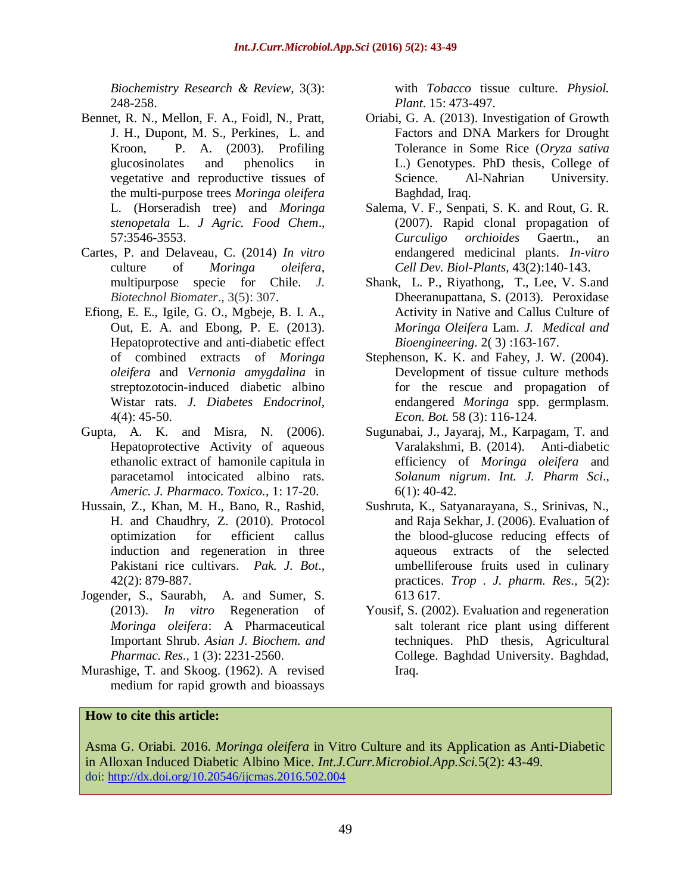*Biochemistry Research & Review*, 3(3): 248-258.

Bennet, R. N., Mellon, F. A., Foidl, N., Pratt, J. H., Dupont, M. S., Perkines, L. and Kroon, P. A. (2003). Profiling glucosinolates and phenolics in vegetative and reproductive tissues of the multi-purpose trees *Moringa oleifera* L. (Horseradish tree) and *Moringa stenopetala* L. *J Agric. Food Chem*., 57:3546-3553.

Cartes, P. and Delaveau, C. (2014) *In vitro* culture of *Moringa oleifera*, multipurpose specie for Chile. *J. Biotechnol Biomater*., 3(5): 307.

Efiong, E. E., Igile, G. O., Mgbeje, B. I. A., Out, E. A. and Ebong, P. E. (2013). Hepatoprotective and anti-diabetic effect of combined extracts of *Moringa oleifera* and *Vernonia amygdalina* in streptozotocin-induced diabetic albino Wistar rats. *J. Diabetes Endocrinol*, 4(4): 45-50.

Gupta, A. K. and Misra, N. (2006). Hepatoprotective Activity of aqueous ethanolic extract of hamonile capitula in paracetamol intocicated albino rats. *Americ. J. Pharmaco. Toxico.*, 1: 17-20.

Hussain, Z., Khan, M. H., Bano, R., Rashid, H. and Chaudhry, Z. (2010). Protocol optimization for efficient callus induction and regeneration in three Pakistani rice cultivars. *Pak. J. Bot*., 42(2): 879-887.

Jogender, S., Saurabh, A. and Sumer, S. (2013). *In vitro* Regeneration of *Moringa oleifera*: A Pharmaceutical Important Shrub. *Asian J. Biochem. and Pharmac. Res.*, 1 (3): 2231-2560.

Murashige, T. and Skoog. (1962). A revised medium for rapid growth and bioassays with *Tobacco* tissue culture. *Physiol. Plant*. 15: 473-497.

Oriabi, G. A. (2013). Investigation of Growth Factors and DNA Markers for Drought Tolerance in Some Rice (*Oryza sativa* L.) Genotypes. PhD thesis, College of Science. Al-Nahrian University. Baghdad, Iraq.

Salema, V. F., Senpati, S. K. and Rout, G. R. (2007). Rapid clonal propagation of *Curculigo orchioides* Gaertn., an endangered medicinal plants. *In-vitro Cell Dev. Biol-Plants*, 43(2):140-143.

Shank, L. P., Riyathong, T., Lee, V. S.and Dheeranupattana, S. (2013). Peroxidase Activity in Native and Callus Culture of *Moringa Oleifera* Lam. *J. Medical and Bioengineering.* 2( 3) :163-167.

Stephenson, K. K. and Fahey, J. W. (2004). Development of tissue culture methods for the rescue and propagation of endangered *Moringa* spp. germplasm. *Econ. Bot.* 58 (3): 116-124.

Sugunabai, J., Jayaraj, M., Karpagam, T. and Varalakshmi, B. (2014). Anti-diabetic efficiency of *Moringa oleifera* and *Solanum nigrum*. *Int. J. Pharm Sci*., 6(1): 40-42.

Sushruta, K., Satyanarayana, S., Srinivas, N., and Raja Sekhar, J. (2006). Evaluation of the blood-glucose reducing effects of aqueous extracts of the selected umbelliferouse fruits used in culinary practices. *Trop . J. pharm. Res.,* 5(2): 613 617.

Yousif, S. (2002). Evaluation and regeneration salt tolerant rice plant using different techniques. PhD thesis, Agricultural College. Baghdad University. Baghdad, Iraq.

**How to cite this article:**

Asma G. Oriabi. 2016. *Moringa oleifera* in Vitro Culture and its Application as Anti-Diabetic in Alloxan Induced Diabetic Albino Mice. *Int.J.Curr.Microbiol.App.Sci.*5(2): 43-49.
doi: http://dx.doi.org/10.20546/ijcmas.2016.502.004